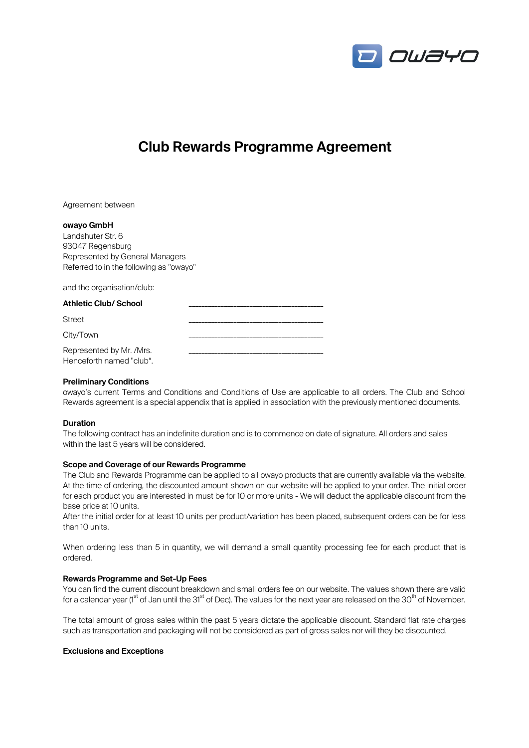# Club Rewards Programme Agreement

Agreement between

**owayo GmbH**
Landshuter Str. 6
93047 Regensburg
Represented by General Managers
Referred to in the following as "owayo"

and the organisation/club:

| | |
|---|---|
| **Athletic Club/ School** | ________________________________ |
| Street | ________________________________ |
| City/Town | ________________________________ |
| Represented by Mr. /Mrs. | ________________________________ |

Henceforth named "club".

**Preliminary Conditions**
owayo's current Terms and Conditions and Conditions of Use are applicable to all orders. The Club and School Rewards agreement is a special appendix that is applied in association with the previously mentioned documents.

**Duration**
The following contract has an indefinite duration and is to commence on date of signature. All orders and sales within the last 5 years will be considered.

**Scope and Coverage of our Rewards Programme**
The Club and Rewards Programme can be applied to all owayo products that are currently available via the website. At the time of ordering, the discounted amount shown on our website will be applied to your order. The initial order for each product you are interested in must be for 10 or more units - We will deduct the applicable discount from the base price at 10 units.
After the initial order for at least 10 units per product/variation has been placed, subsequent orders can be for less than 10 units.

When ordering less than 5 in quantity, we will demand a small quantity processing fee for each product that is ordered.

**Rewards Programme and Set-Up Fees**
You can find the current discount breakdown and small orders fee on our website. The values shown there are valid for a calendar year (1st of Jan until the 31st of Dec). The values for the next year are released on the 30th of November.

The total amount of gross sales within the past 5 years dictate the applicable discount. Standard flat rate charges such as transportation and packaging will not be considered as part of gross sales nor will they be discounted.

**Exclusions and Exceptions**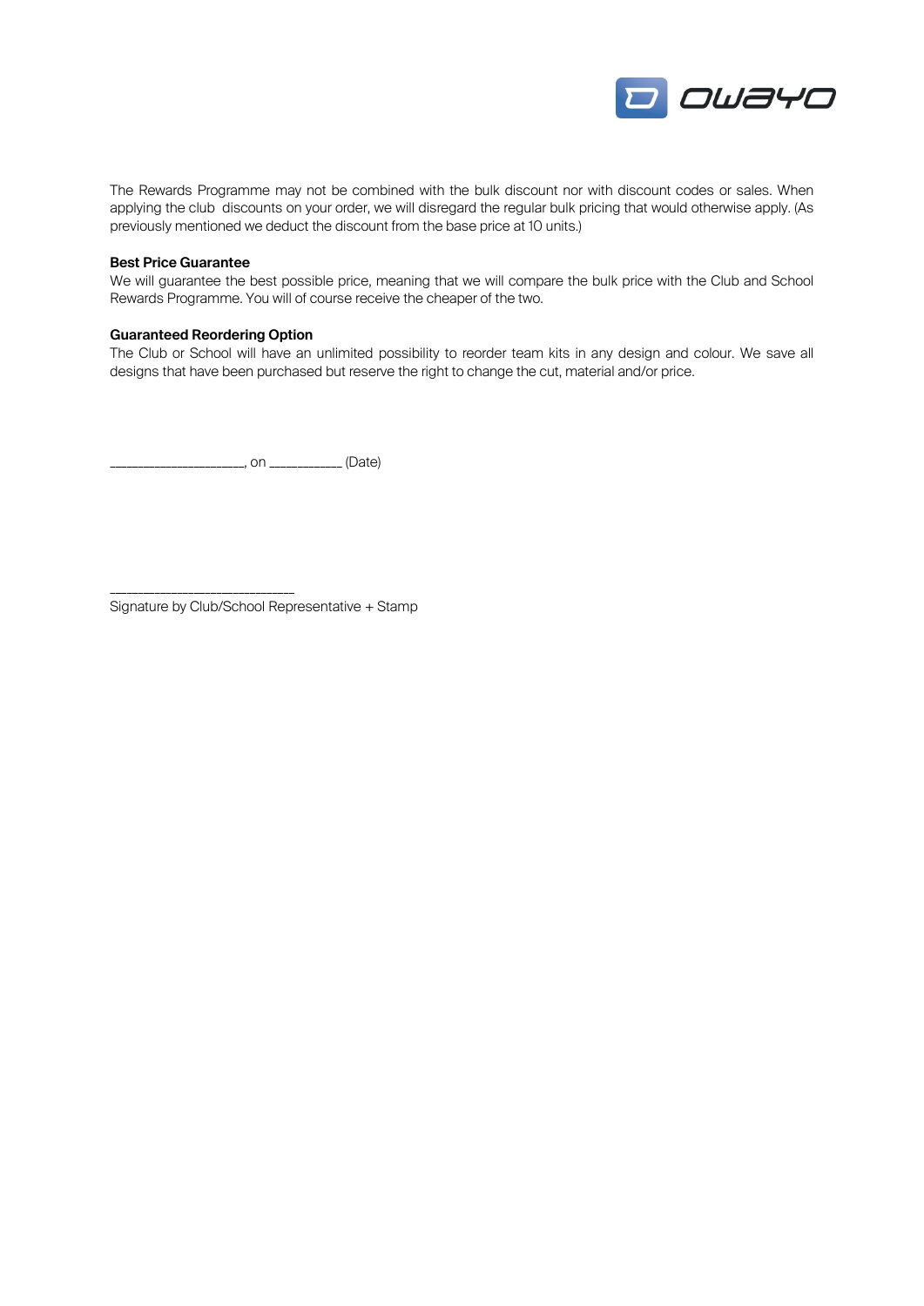The Rewards Programme may not be combined with the bulk discount nor with discount codes or sales. When applying the club discounts on your order, we will disregard the regular bulk pricing that would otherwise apply. (As previously mentioned we deduct the discount from the base price at 10 units.)

**Best Price Guarantee**

We will guarantee the best possible price, meaning that we will compare the bulk price with the Club and School Rewards Programme. You will of course receive the cheaper of the two.

**Guaranteed Reordering Option**

The Club or School will have an unlimited possibility to reorder team kits in any design and colour. We save all designs that have been purchased but reserve the right to change the cut, material and/or price.

____________________, on __________ (Date)

___________________________

Signature by Club/School Representative + Stamp